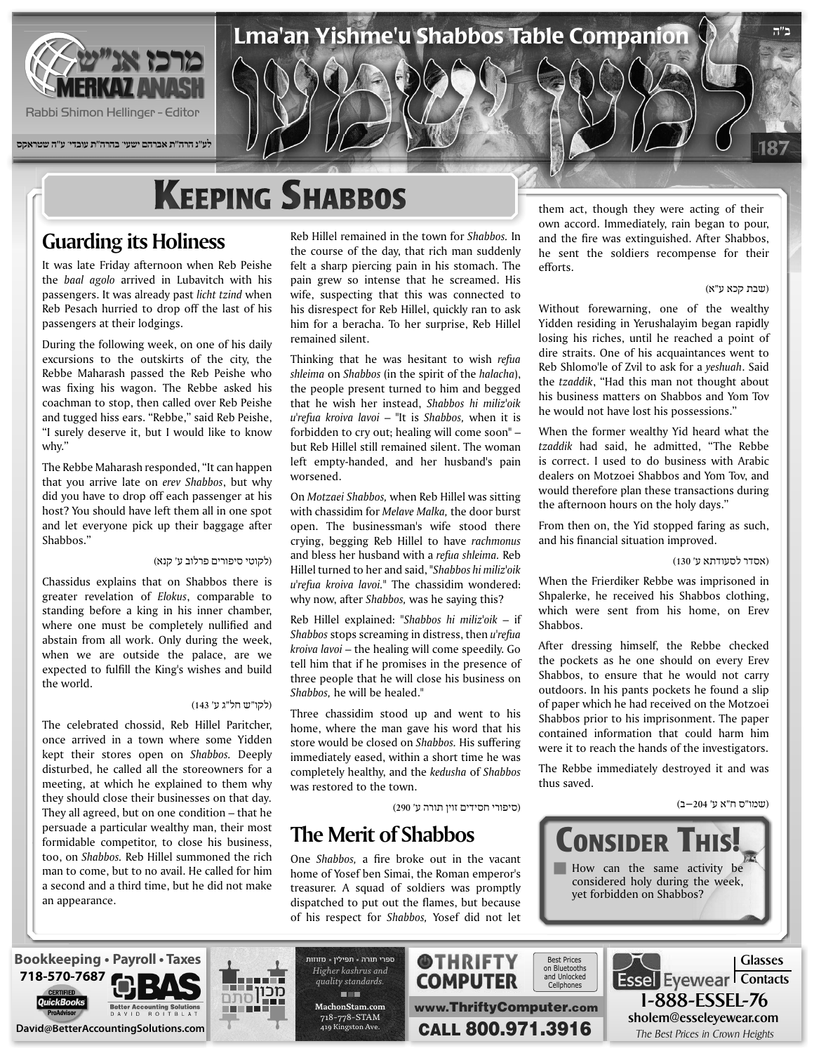ב"ה

Lma'an Yishme'u Shabbos Table Companion

למען ישמעו

Rabbi Shimon Hellinger - Editor

לע"נ הרה"ת אברהם ישעי' בהרה"ת עובדי' ע"ה שטראקס

187

# Keeping Shabbos

## Guarding its Holiness

It was late Friday afternoon when Reb Peishe the *baal agolo* arrived in Lubavitch with his passengers. It was already past *licht tzind* when Reb Pesach hurried to drop off the last of his passengers at their lodgings.

During the following week, on one of his daily excursions to the outskirts of the city, the Rebbe Maharash passed the Reb Peishe who was fixing his wagon. The Rebbe asked his coachman to stop, then called over Reb Peishe and tugged hiss ears. "Rebbe," said Reb Peishe, "I surely deserve it, but I would like to know why."

The Rebbe Maharash responded, "It can happen that you arrive late on *erev Shabbos*, but why did you have to drop off each passenger at his host? You should have left them all in one spot and let everyone pick up their baggage after Shabbos."

(לקוטי סיפורים פרלוב ע' קנא)

Chassidus explains that on Shabbos there is greater revelation of *Elokus*, comparable to standing before a king in his inner chamber, where one must be completely nullified and abstain from all work. Only during the week, when we are outside the palace, are we expected to fulfill the King's wishes and build the world.

(לקו"ש חל"ג ע' 143)

The celebrated chossid, Reb Hillel Paritcher, once arrived in a town where some Yidden kept their stores open on *Shabbos.* Deeply disturbed, he called all the storeowners for a meeting, at which he explained to them why they should close their businesses on that day. They all agreed, but on one condition – that he persuade a particular wealthy man, their most formidable competitor, to close his business, too, on *Shabbos.* Reb Hillel summoned the rich man to come, but to no avail. He called for him a second and a third time, but he did not make an appearance.

Reb Hillel remained in the town for *Shabbos.* In the course of the day, that rich man suddenly felt a sharp piercing pain in his stomach. The pain grew so intense that he screamed. His wife, suspecting that this was connected to his disrespect for Reb Hillel, quickly ran to ask him for a beracha. To her surprise, Reb Hillel remained silent.

Thinking that he was hesitant to wish *refua shleima* on *Shabbos* (in the spirit of the *halacha*), the people present turned to him and begged that he wish her instead, *Shabbos hi miliz'oik u'refua kroiva lavoi* – "It is *Shabbos,* when it is forbidden to cry out; healing will come soon" – but Reb Hillel still remained silent. The woman left empty-handed, and her husband's pain worsened.

On *Motzaei Shabbos,* when Reb Hillel was sitting with chassidim for *Melave Malka,* the door burst open. The businessman's wife stood there crying, begging Reb Hillel to have *rachmonus* and bless her husband with a *refua shleima.* Reb Hillel turned to her and said, "*Shabbos hi miliz'oik u'refua kroiva lavoi.*" The chassidim wondered: why now, after *Shabbos,* was he saying this?

Reb Hillel explained: "*Shabbos hi miliz'oik* – if *Shabbos* stops screaming in distress, then *u'refua kroiva lavoi* – the healing will come speedily. Go tell him that if he promises in the presence of three people that he will close his business on *Shabbos,* he will be healed."

Three chassidim stood up and went to his home, where the man gave his word that his store would be closed on *Shabbos.* His suffering immediately eased, within a short time he was completely healthy, and the *kedusha* of *Shabbos* was restored to the town.

(סיפורי חסידים זוין תורה ע' 290)

## The Merit of Shabbos

One *Shabbos,* a fire broke out in the vacant home of Yosef ben Simai, the Roman emperor's treasurer. A squad of soldiers was promptly dispatched to put out the flames, but because of his respect for *Shabbos,* Yosef did not let them act, though they were acting of their own accord. Immediately, rain began to pour, and the fire was extinguished. After Shabbos, he sent the soldiers recompense for their efforts.

(שבת קכא ע"א)

Without forewarning, one of the wealthy Yidden residing in Yerushalayim began rapidly losing his riches, until he reached a point of dire straits. One of his acquaintances went to Reb Shlomo'le of Zvil to ask for a *yeshuah*. Said the *tzaddik*, "Had this man not thought about his business matters on Shabbos and Yom Tov he would not have lost his possessions."

When the former wealthy Yid heard what the *tzaddik* had said, he admitted, "The Rebbe is correct. I used to do business with Arabic dealers on Motzoei Shabbos and Yom Tov, and would therefore plan these transactions during the afternoon hours on the holy days."

From then on, the Yid stopped faring as such, and his financial situation improved.

(אסדר לסעודתא ע' 130)

When the Frierdiker Rebbe was imprisoned in Shpalerke, he received his Shabbos clothing, which were sent from his home, on Erev Shabbos.

After dressing himself, the Rebbe checked the pockets as he one should on every Erev Shabbos, to ensure that he would not carry outdoors. In his pants pockets he found a slip of paper which he had received on the Motzoei Shabbos prior to his imprisonment. The paper contained information that could harm him were it to reach the hands of the investigators.

The Rebbe immediately destroyed it and was thus saved.

(שמו"ס ח"א ע' 204–ב)

## Consider This!

- How can the same activity be considered holy during the week, yet forbidden on Shabbos?

---

Bookkeeping • Payroll • Taxes 718-570-7687 BAS Better Accounting Solutions David Roitblat David@BetterAccountingSolutions.com

ספרי תורה • תפילין • מזוזות Higher kashrus and quality standards. מכון סתם MachonStam.com 718-778-STAM 419 Kingston Ave.

THRIFTY COMPUTER Best Prices on Bluetooths and Unlocked Cellphones www.ThriftyComputer.com CALL 800.971.3916

Essel Eyewear Glasses Contacts 1-888-ESSEL-76 sholem@esseleyewear.com The Best Prices in Crown Heights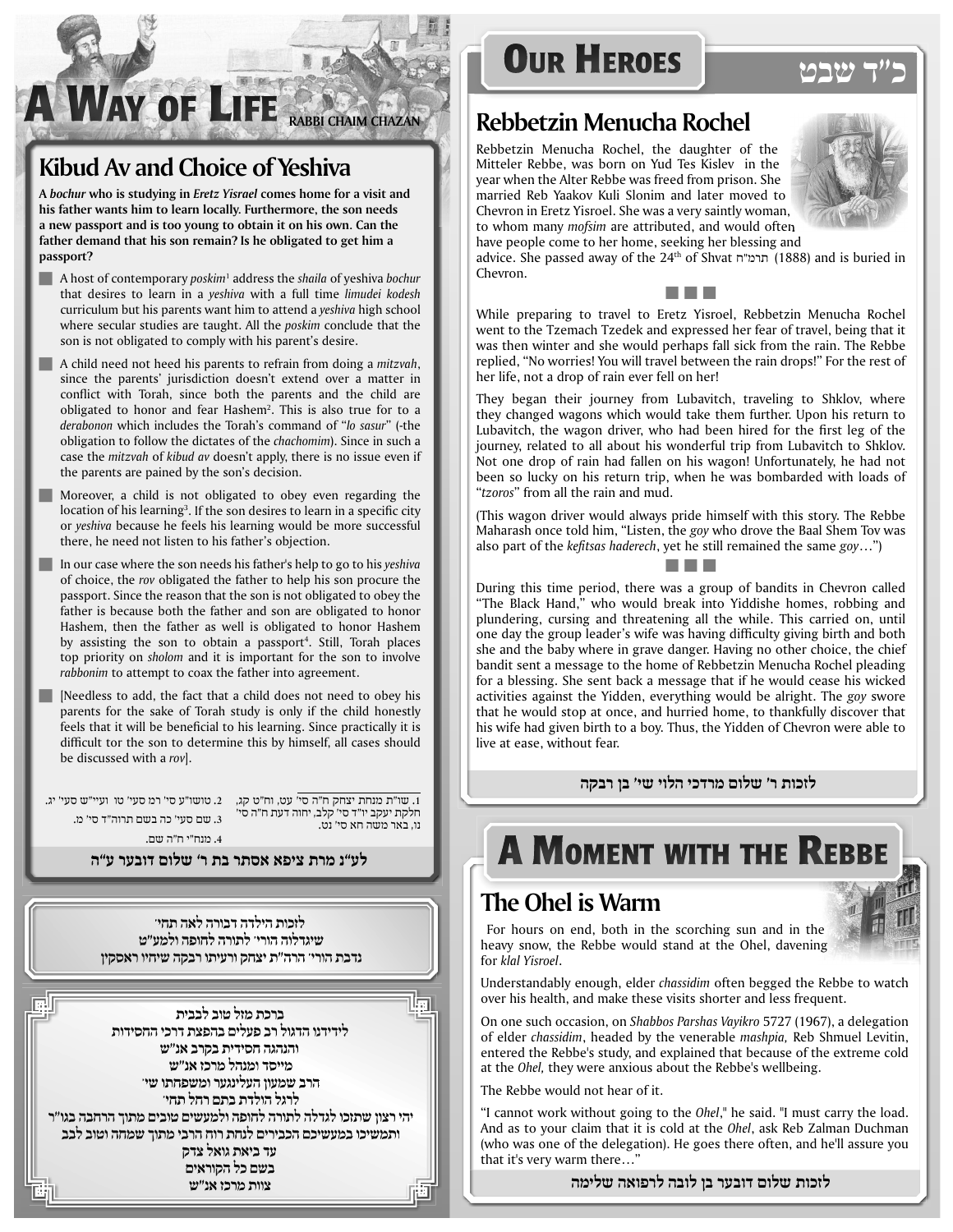# A Way of Life

RABBI CHAIM CHAZAN

## Kibud Av and Choice of Yeshiva

**A *bochur* who is studying in *Eretz Yisrael* comes home for a visit and his father wants him to learn locally. Furthermore, the son needs a new passport and is too young to obtain it on his own. Can the father demand that his son remain? Is he obligated to get him a passport?**

- A host of contemporary *poskim*[1] address the *shaila* of yeshiva *bochur* that desires to learn in a *yeshiva* with a full time *limudei kodesh* curriculum but his parents want him to attend a *yeshiva* high school where secular studies are taught. All the *poskim* conclude that the son is not obligated to comply with his parent's desire.
- A child need not heed his parents to refrain from doing a *mitzvah*, since the parents' jurisdiction doesn't extend over a matter in conflict with Torah, since both the parents and the child are obligated to honor and fear Hashem[2]. This is also true for to a *derabonon* which includes the Torah's command of "*lo sasur*" (-the obligation to follow the dictates of the *chachomim*). Since in such a case the *mitzvah* of *kibud av* doesn't apply, there is no issue even if the parents are pained by the son's decision.
- Moreover, a child is not obligated to obey even regarding the location of his learning[3]. If the son desires to learn in a specific city or *yeshiva* because he feels his learning would be more successful there, he need not listen to his father's objection.
- In our case where the son needs his father's help to go to his *yeshiva* of choice, the *rov* obligated the father to help his son procure the passport. Since the reason that the son is not obligated to obey the father is because both the father and son are obligated to honor Hashem, then the father as well is obligated to honor Hashem by assisting the son to obtain a passport[4]. Still, Torah places top priority on *sholom* and it is important for the son to involve *rabbonim* to attempt to coax the father into agreement.
- [Needless to add, the fact that a child does not need to obey his parents for the sake of Torah study is only if the child honestly feels that it will be beneficial to his learning. Since practically it is difficult tor the son to determine this by himself, all cases should be discussed with a *rov*].

1. שו"ת מנחת יצחק ח"ה סי' עט, וח"ט קג, חלקת יעקב יו"ד סי' קלב, יחוה דעת ח"ה סי' נו, באר משה חא סי' נט.
2. טושו"ע סי' רמ סע' טו ועיי"ש סע' יג.
3. שם סע' כה בשם תרוה"ד סי' מ.
4. מנח"י ח"ה שם.

**לע"נ מרת ציפא אסתר בת ר' שלום דובער ע"ה**

**לזכות הילדה דבורה לאה תחי'**
**שיגדלוה הורי' לתורה לחופה ולמע"ט**
**נדבת הורי' הרה"ת יצחק ורעיתו רבקה שיחיו ראסקין**

**ברכת מזל טוב לבבית**
**לידידנו הדגול רב פעלים בהפצת דרכי החסידות**
**והנהגה חסידית בקרב אנ"ש**
**מייסד ומנהל מרכז אנ"ש**
**הרב שמעון העלינגער ומשפחתו שי'**
**לרגל הולדת כתם רחל תחי'**
**יהי רצון שתזכו לגדלה לתורה לחופה ולמעשים טובים מתוך הרחבה בגו"ר**
**ותמשיכו במעשיכם הכבירים לנחת רוח הרבי מתוך שמחה וטוב לבב**
**עד ביאת גואל צדק**
**בשם כל הקוראים**
**צוות מרכז אנ"ש**

# Our Heroes

כ"ד שבט

## Rebbetzin Menucha Rochel

Rebbetzin Menucha Rochel, the daughter of the Mitteler Rebbe, was born on Yud Tes Kislev in the year when the Alter Rebbe was freed from prison. She married Reb Yaakov Kuli Slonim and later moved to Chevron in Eretz Yisroel. She was a very saintly woman, to whom many *mofsim* are attributed, and would often have people come to her home, seeking her blessing and advice. She passed away of the 24th of Shvat תרמ"ח (1888) and is buried in Chevron.

While preparing to travel to Eretz Yisroel, Rebbetzin Menucha Rochel went to the Tzemach Tzedek and expressed her fear of travel, being that it was then winter and she would perhaps fall sick from the rain. The Rebbe replied, "No worries! You will travel between the rain drops!" For the rest of her life, not a drop of rain ever fell on her!

They began their journey from Lubavitch, traveling to Shklov, where they changed wagons which would take them further. Upon his return to Lubavitch, the wagon driver, who had been hired for the first leg of the journey, related to all about his wonderful trip from Lubavitch to Shklov. Not one drop of rain had fallen on his wagon! Unfortunately, he had not been so lucky on his return trip, when he was bombarded with loads of "*tzoros*" from all the rain and mud.

(This wagon driver would always pride himself with this story. The Rebbe Maharash once told him, "Listen, the *goy* who drove the Baal Shem Tov was also part of the *kefitsas haderech*, yet he still remained the same *goy*…")

During this time period, there was a group of bandits in Chevron called "The Black Hand," who would break into Yiddishe homes, robbing and plundering, cursing and threatening all the while. This carried on, until one day the group leader's wife was having difficulty giving birth and both she and the baby where in grave danger. Having no other choice, the chief bandit sent a message to the home of Rebbetzin Menucha Rochel pleading for a blessing. She sent back a message that if he would cease his wicked activities against the Yidden, everything would be alright. The *goy* swore that he would stop at once, and hurried home, to thankfully discover that his wife had given birth to a boy. Thus, the Yidden of Chevron were able to live at ease, without fear.

**לזכות ר' שלום מרדכי הלוי שי' בן רבקה**

# A Moment with the Rebbe

## The Ohel is Warm

For hours on end, both in the scorching sun and in the heavy snow, the Rebbe would stand at the Ohel, davening for *klal Yisroel*.

Understandably enough, elder *chassidim* often begged the Rebbe to watch over his health, and make these visits shorter and less frequent.

On one such occasion, on *Shabbos Parshas Vayikro* 5727 (1967), a delegation of elder *chassidim*, headed by the venerable *mashpia,* Reb Shmuel Levitin, entered the Rebbe's study, and explained that because of the extreme cold at the *Ohel,* they were anxious about the Rebbe's wellbeing.

The Rebbe would not hear of it.

"I cannot work without going to the *Ohel*," he said. "I must carry the load. And as to your claim that it is cold at the *Ohel*, ask Reb Zalman Duchman (who was one of the delegation). He goes there often, and he'll assure you that it's very warm there…"

**לזכות שלום דובער בן לובה לרפואה שלימה**